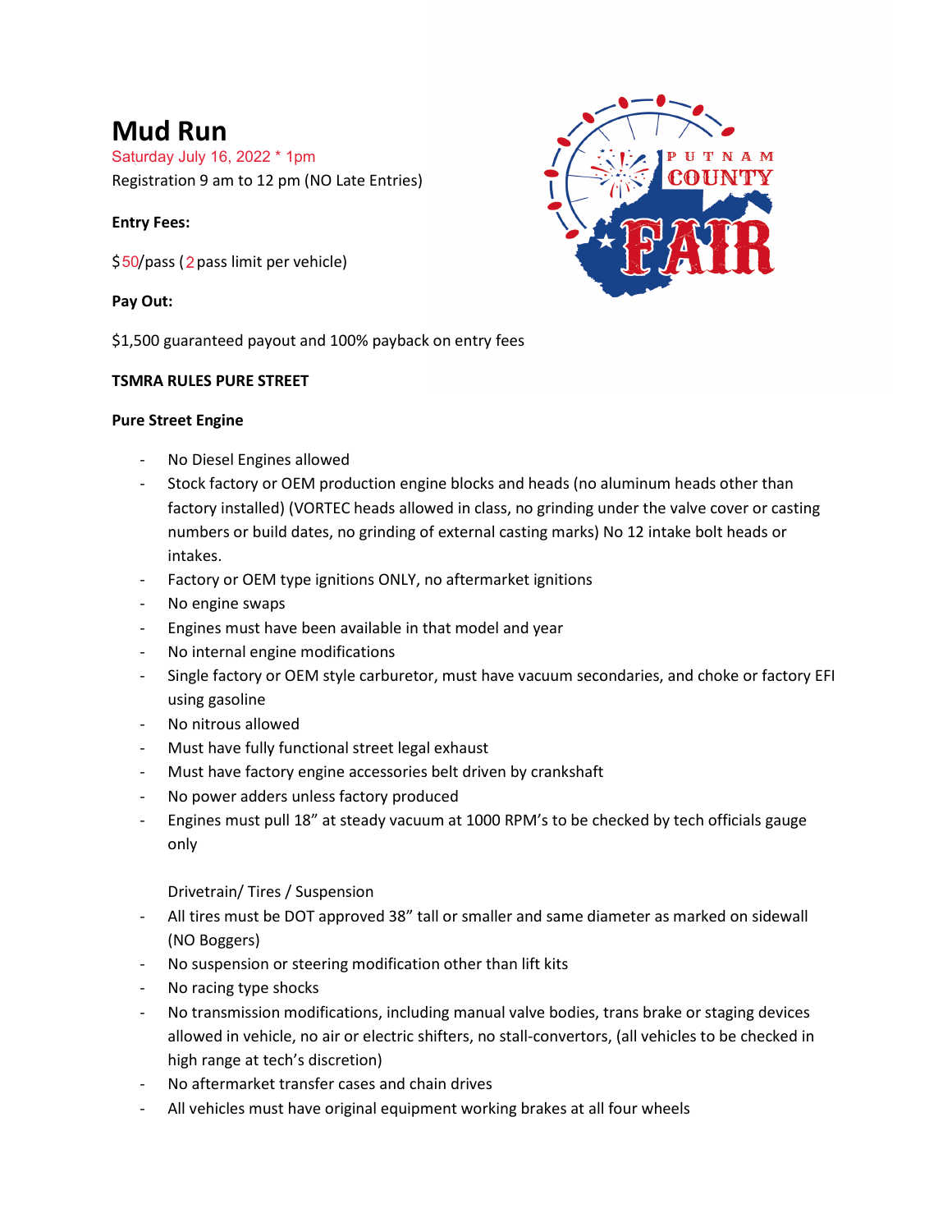# Mud Run

Saturday July 16, 2022 * 1pm

Registration 9 am to 12 pm (NO Late Entries)

**Entry Fees:**

$50/pass (2 pass limit per vehicle)

**Pay Out:**

$1,500 guaranteed payout and 100% payback on entry fees

**TSMRA RULES PURE STREET**

**Pure Street Engine**

- No Diesel Engines allowed
- Stock factory or OEM production engine blocks and heads (no aluminum heads other than factory installed) (VORTEC heads allowed in class, no grinding under the valve cover or casting numbers or build dates, no grinding of external casting marks) No 12 intake bolt heads or intakes.
- Factory or OEM type ignitions ONLY, no aftermarket ignitions
- No engine swaps
- Engines must have been available in that model and year
- No internal engine modifications
- Single factory or OEM style carburetor, must have vacuum secondaries, and choke or factory EFI using gasoline
- No nitrous allowed
- Must have fully functional street legal exhaust
- Must have factory engine accessories belt driven by crankshaft
- No power adders unless factory produced
- Engines must pull 18" at steady vacuum at 1000 RPM's to be checked by tech officials gauge only

Drivetrain/ Tires / Suspension

- All tires must be DOT approved 38" tall or smaller and same diameter as marked on sidewall (NO Boggers)
- No suspension or steering modification other than lift kits
- No racing type shocks
- No transmission modifications, including manual valve bodies, trans brake or staging devices allowed in vehicle, no air or electric shifters, no stall-convertors, (all vehicles to be checked in high range at tech's discretion)
- No aftermarket transfer cases and chain drives
- All vehicles must have original equipment working brakes at all four wheels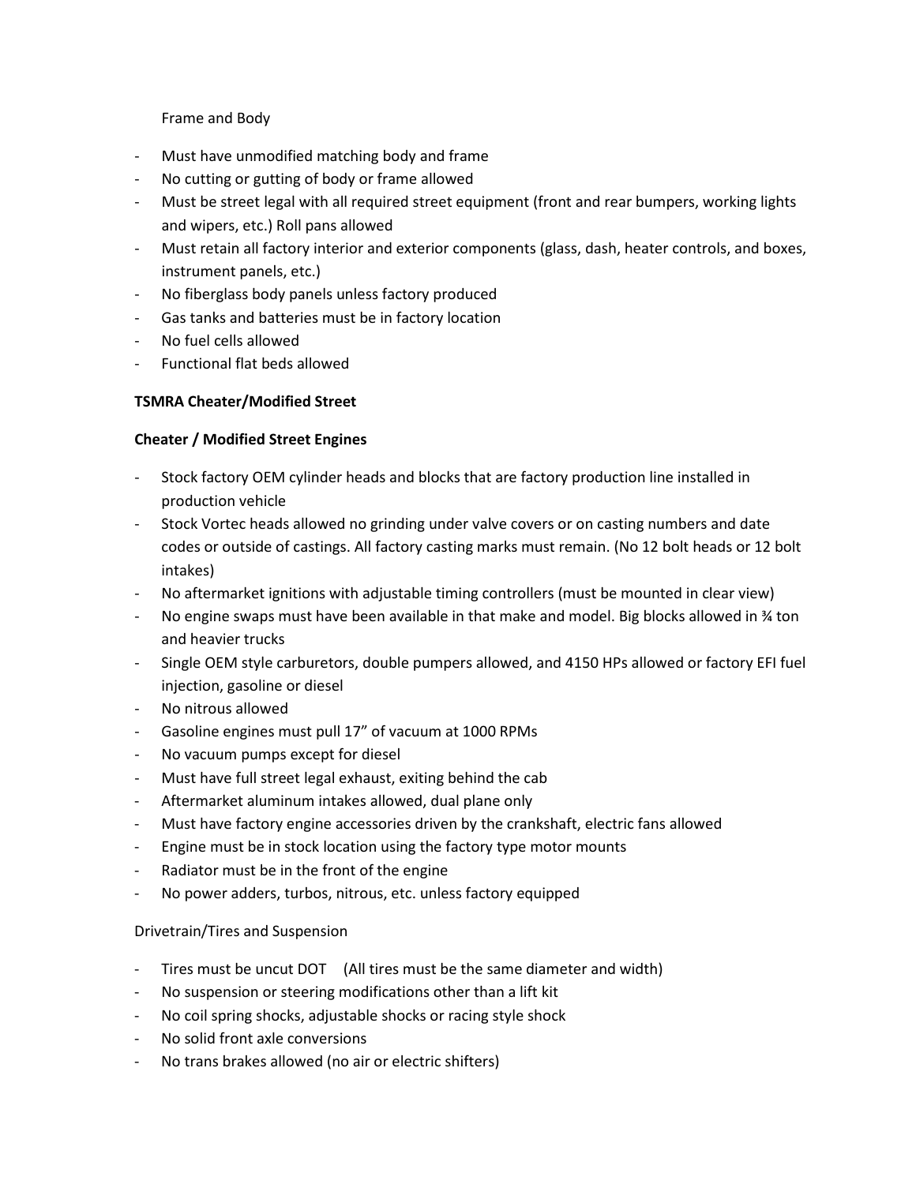Frame and Body

- Must have unmodified matching body and frame
- No cutting or gutting of body or frame allowed
- Must be street legal with all required street equipment (front and rear bumpers, working lights and wipers, etc.) Roll pans allowed
- Must retain all factory interior and exterior components (glass, dash, heater controls, and boxes, instrument panels, etc.)
- No fiberglass body panels unless factory produced
- Gas tanks and batteries must be in factory location
- No fuel cells allowed
- Functional flat beds allowed

**TSMRA Cheater/Modified Street**

**Cheater / Modified Street Engines**

- Stock factory OEM cylinder heads and blocks that are factory production line installed in production vehicle
- Stock Vortec heads allowed no grinding under valve covers or on casting numbers and date codes or outside of castings. All factory casting marks must remain. (No 12 bolt heads or 12 bolt intakes)
- No aftermarket ignitions with adjustable timing controllers (must be mounted in clear view)
- No engine swaps must have been available in that make and model. Big blocks allowed in ¾ ton and heavier trucks
- Single OEM style carburetors, double pumpers allowed, and 4150 HPs allowed or factory EFI fuel injection, gasoline or diesel
- No nitrous allowed
- Gasoline engines must pull 17” of vacuum at 1000 RPMs
- No vacuum pumps except for diesel
- Must have full street legal exhaust, exiting behind the cab
- Aftermarket aluminum intakes allowed, dual plane only
- Must have factory engine accessories driven by the crankshaft, electric fans allowed
- Engine must be in stock location using the factory type motor mounts
- Radiator must be in the front of the engine
- No power adders, turbos, nitrous, etc. unless factory equipped

Drivetrain/Tires and Suspension

- Tires must be uncut DOT (All tires must be the same diameter and width)
- No suspension or steering modifications other than a lift kit
- No coil spring shocks, adjustable shocks or racing style shock
- No solid front axle conversions
- No trans brakes allowed (no air or electric shifters)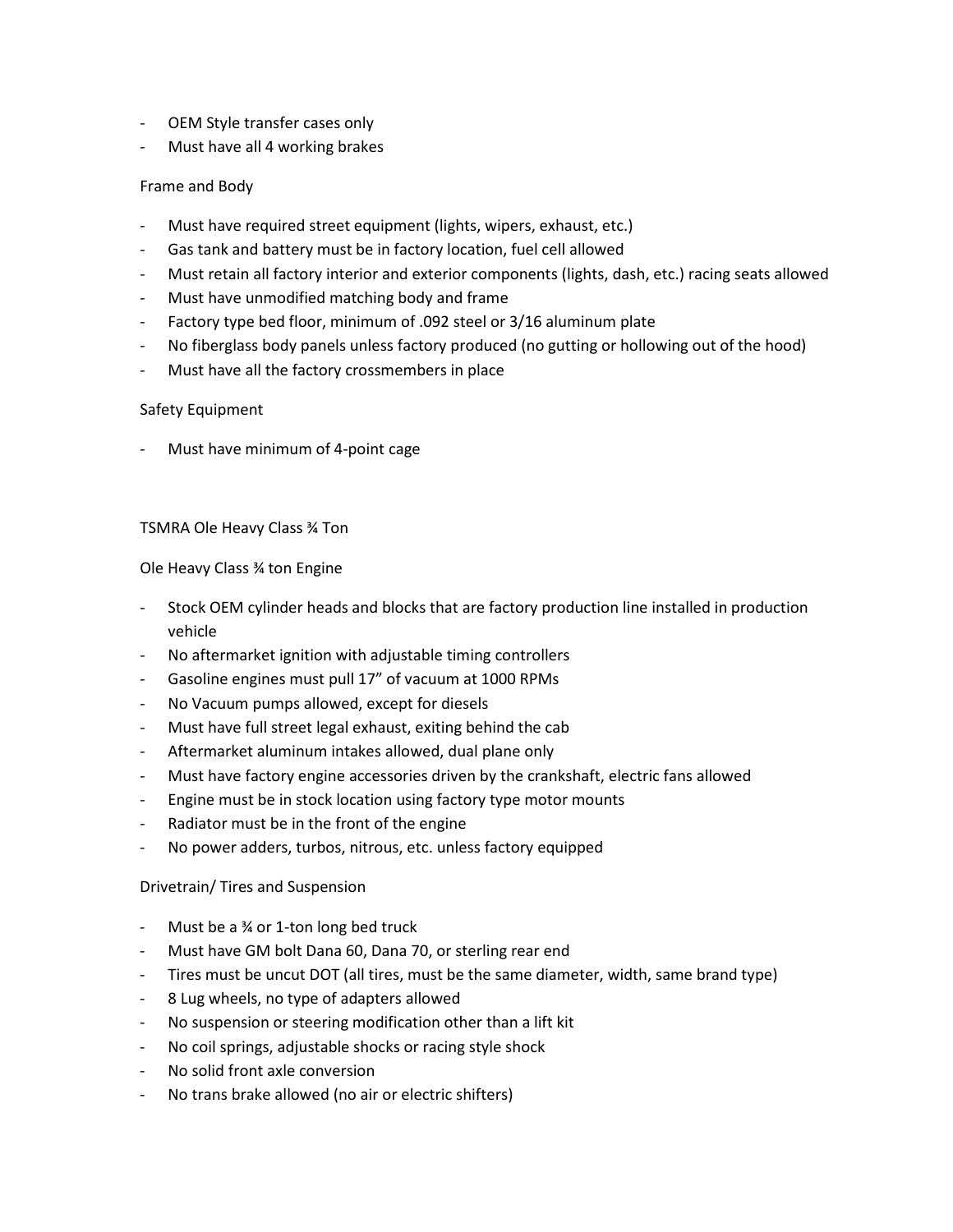- OEM Style transfer cases only
- Must have all 4 working brakes

Frame and Body

- Must have required street equipment (lights, wipers, exhaust, etc.)
- Gas tank and battery must be in factory location, fuel cell allowed
- Must retain all factory interior and exterior components (lights, dash, etc.) racing seats allowed
- Must have unmodified matching body and frame
- Factory type bed floor, minimum of .092 steel or 3/16 aluminum plate
- No fiberglass body panels unless factory produced (no gutting or hollowing out of the hood)
- Must have all the factory crossmembers in place

Safety Equipment

- Must have minimum of 4-point cage

TSMRA Ole Heavy Class ¾ Ton

Ole Heavy Class ¾ ton Engine

- Stock OEM cylinder heads and blocks that are factory production line installed in production vehicle
- No aftermarket ignition with adjustable timing controllers
- Gasoline engines must pull 17" of vacuum at 1000 RPMs
- No Vacuum pumps allowed, except for diesels
- Must have full street legal exhaust, exiting behind the cab
- Aftermarket aluminum intakes allowed, dual plane only
- Must have factory engine accessories driven by the crankshaft, electric fans allowed
- Engine must be in stock location using factory type motor mounts
- Radiator must be in the front of the engine
- No power adders, turbos, nitrous, etc. unless factory equipped

Drivetrain/ Tires and Suspension

- Must be a ¾ or 1-ton long bed truck
- Must have GM bolt Dana 60, Dana 70, or sterling rear end
- Tires must be uncut DOT (all tires, must be the same diameter, width, same brand type)
- 8 Lug wheels, no type of adapters allowed
- No suspension or steering modification other than a lift kit
- No coil springs, adjustable shocks or racing style shock
- No solid front axle conversion
- No trans brake allowed (no air or electric shifters)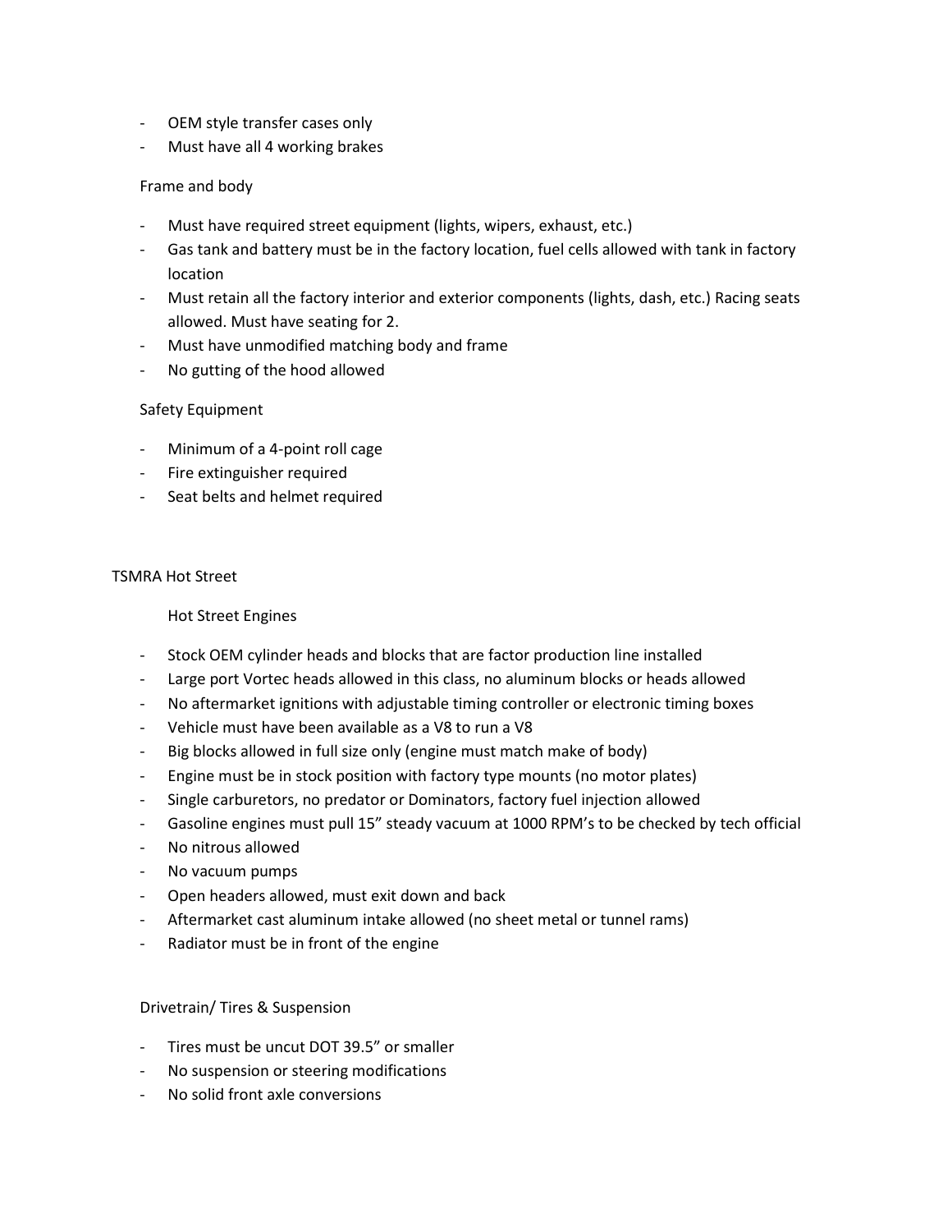- OEM style transfer cases only
- Must have all 4 working brakes

### Frame and body

- Must have required street equipment (lights, wipers, exhaust, etc.)
- Gas tank and battery must be in the factory location, fuel cells allowed with tank in factory location
- Must retain all the factory interior and exterior components (lights, dash, etc.) Racing seats allowed. Must have seating for 2.
- Must have unmodified matching body and frame
- No gutting of the hood allowed

### Safety Equipment

- Minimum of a 4-point roll cage
- Fire extinguisher required
- Seat belts and helmet required

## TSMRA Hot Street

### Hot Street Engines

- Stock OEM cylinder heads and blocks that are factor production line installed
- Large port Vortec heads allowed in this class, no aluminum blocks or heads allowed
- No aftermarket ignitions with adjustable timing controller or electronic timing boxes
- Vehicle must have been available as a V8 to run a V8
- Big blocks allowed in full size only (engine must match make of body)
- Engine must be in stock position with factory type mounts (no motor plates)
- Single carburetors, no predator or Dominators, factory fuel injection allowed
- Gasoline engines must pull 15" steady vacuum at 1000 RPM's to be checked by tech official
- No nitrous allowed
- No vacuum pumps
- Open headers allowed, must exit down and back
- Aftermarket cast aluminum intake allowed (no sheet metal or tunnel rams)
- Radiator must be in front of the engine

### Drivetrain/ Tires & Suspension

- Tires must be uncut DOT 39.5" or smaller
- No suspension or steering modifications
- No solid front axle conversions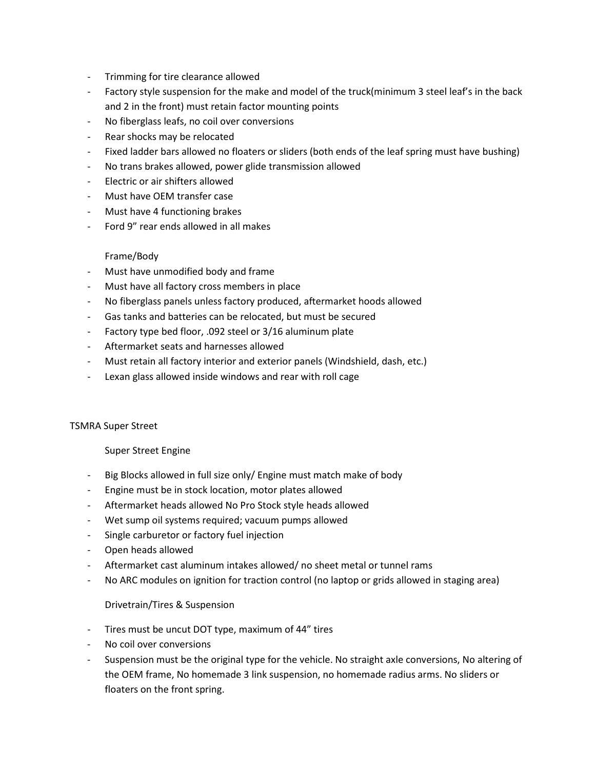- Trimming for tire clearance allowed
- Factory style suspension for the make and model of the truck(minimum 3 steel leaf's in the back and 2 in the front) must retain factor mounting points
- No fiberglass leafs, no coil over conversions
- Rear shocks may be relocated
- Fixed ladder bars allowed no floaters or sliders (both ends of the leaf spring must have bushing)
- No trans brakes allowed, power glide transmission allowed
- Electric or air shifters allowed
- Must have OEM transfer case
- Must have 4 functioning brakes
- Ford 9" rear ends allowed in all makes

### Frame/Body

- Must have unmodified body and frame
- Must have all factory cross members in place
- No fiberglass panels unless factory produced, aftermarket hoods allowed
- Gas tanks and batteries can be relocated, but must be secured
- Factory type bed floor, .092 steel or 3/16 aluminum plate
- Aftermarket seats and harnesses allowed
- Must retain all factory interior and exterior panels (Windshield, dash, etc.)
- Lexan glass allowed inside windows and rear with roll cage

## TSMRA Super Street

### Super Street Engine

- Big Blocks allowed in full size only/ Engine must match make of body
- Engine must be in stock location, motor plates allowed
- Aftermarket heads allowed No Pro Stock style heads allowed
- Wet sump oil systems required; vacuum pumps allowed
- Single carburetor or factory fuel injection
- Open heads allowed
- Aftermarket cast aluminum intakes allowed/ no sheet metal or tunnel rams
- No ARC modules on ignition for traction control (no laptop or grids allowed in staging area)

### Drivetrain/Tires & Suspension

- Tires must be uncut DOT type, maximum of 44" tires
- No coil over conversions
- Suspension must be the original type for the vehicle. No straight axle conversions, No altering of the OEM frame, No homemade 3 link suspension, no homemade radius arms. No sliders or floaters on the front spring.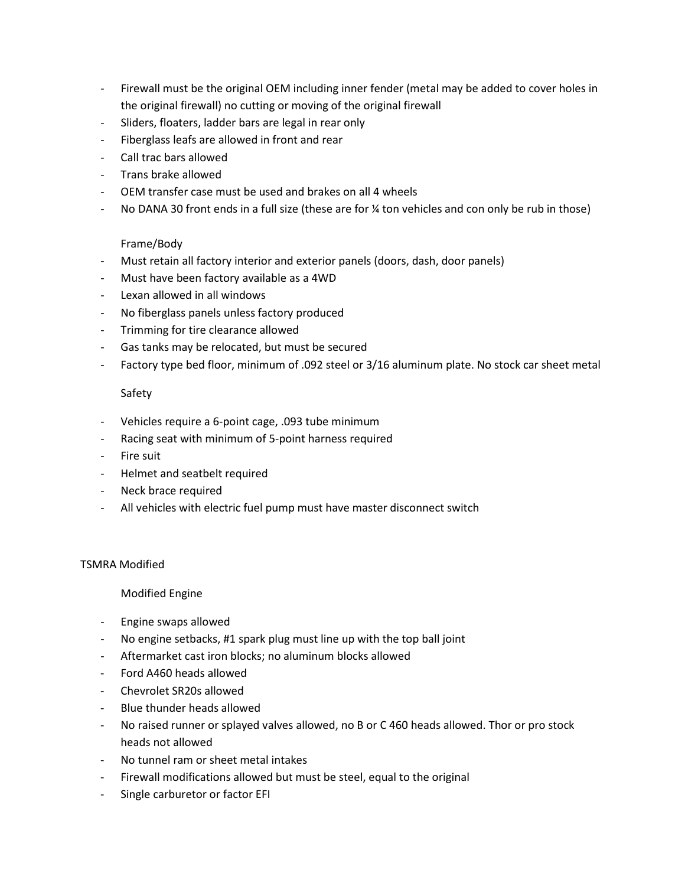- Firewall must be the original OEM including inner fender (metal may be added to cover holes in the original firewall) no cutting or moving of the original firewall
- Sliders, floaters, ladder bars are legal in rear only
- Fiberglass leafs are allowed in front and rear
- Call trac bars allowed
- Trans brake allowed
- OEM transfer case must be used and brakes on all 4 wheels
- No DANA 30 front ends in a full size (these are for ¼ ton vehicles and con only be rub in those)

### Frame/Body

- Must retain all factory interior and exterior panels (doors, dash, door panels)
- Must have been factory available as a 4WD
- Lexan allowed in all windows
- No fiberglass panels unless factory produced
- Trimming for tire clearance allowed
- Gas tanks may be relocated, but must be secured
- Factory type bed floor, minimum of .092 steel or 3/16 aluminum plate. No stock car sheet metal

### Safety

- Vehicles require a 6-point cage, .093 tube minimum
- Racing seat with minimum of 5-point harness required
- Fire suit
- Helmet and seatbelt required
- Neck brace required
- All vehicles with electric fuel pump must have master disconnect switch

## TSMRA Modified

### Modified Engine

- Engine swaps allowed
- No engine setbacks, #1 spark plug must line up with the top ball joint
- Aftermarket cast iron blocks; no aluminum blocks allowed
- Ford A460 heads allowed
- Chevrolet SR20s allowed
- Blue thunder heads allowed
- No raised runner or splayed valves allowed, no B or C 460 heads allowed. Thor or pro stock heads not allowed
- No tunnel ram or sheet metal intakes
- Firewall modifications allowed but must be steel, equal to the original
- Single carburetor or factor EFI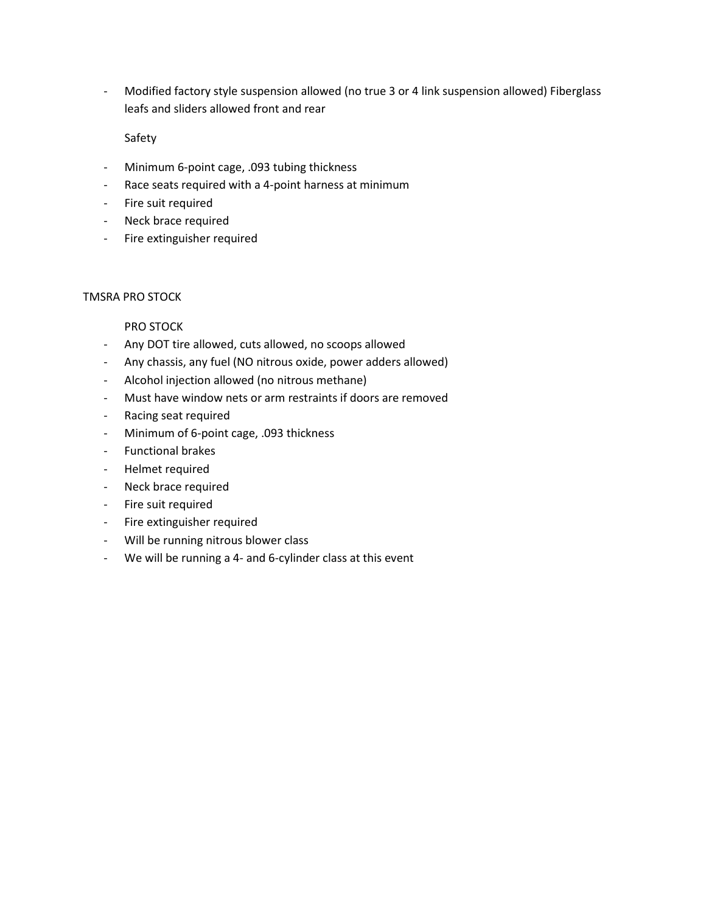- Modified factory style suspension allowed (no true 3 or 4 link suspension allowed) Fiberglass leafs and sliders allowed front and rear

### Safety

- Minimum 6-point cage, .093 tubing thickness
- Race seats required with a 4-point harness at minimum
- Fire suit required
- Neck brace required
- Fire extinguisher required

## TMSRA PRO STOCK

### PRO STOCK

- Any DOT tire allowed, cuts allowed, no scoops allowed
- Any chassis, any fuel (NO nitrous oxide, power adders allowed)
- Alcohol injection allowed (no nitrous methane)
- Must have window nets or arm restraints if doors are removed
- Racing seat required
- Minimum of 6-point cage, .093 thickness
- Functional brakes
- Helmet required
- Neck brace required
- Fire suit required
- Fire extinguisher required
- Will be running nitrous blower class
- We will be running a 4- and 6-cylinder class at this event